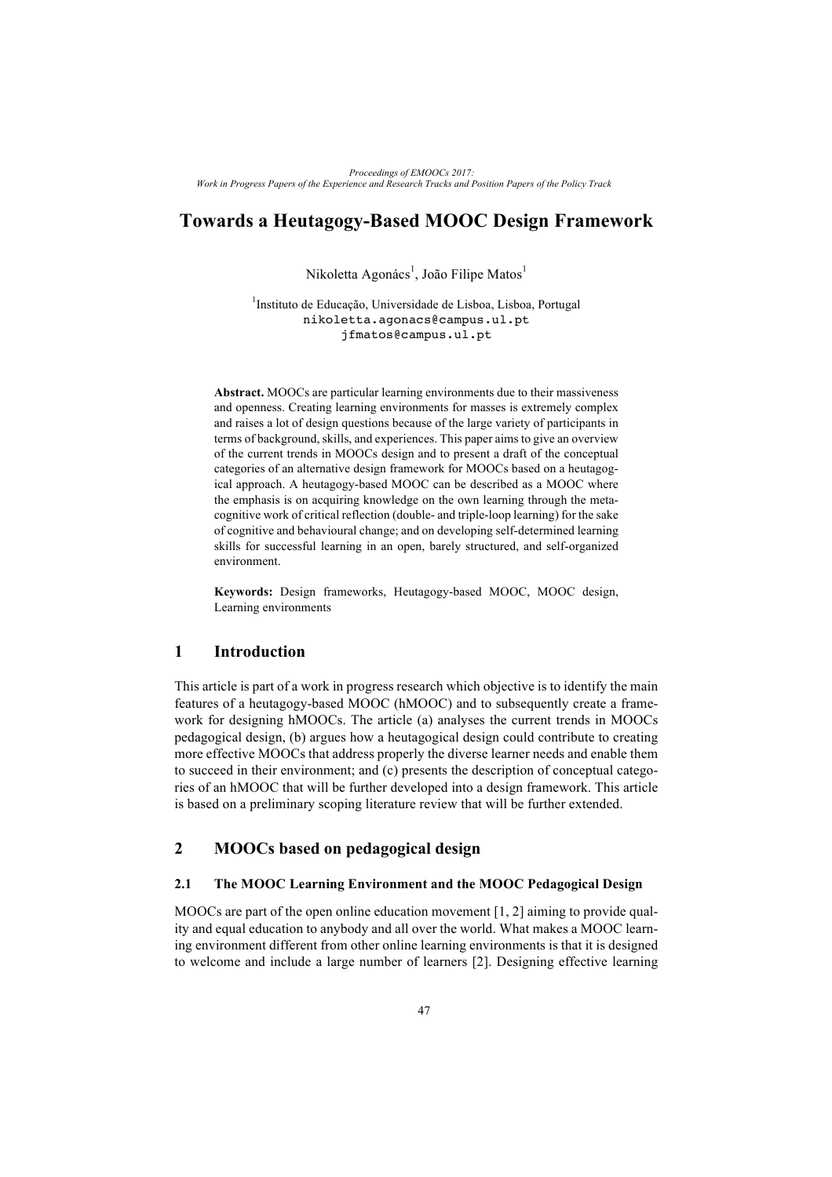# Towards a Heutagogy-Based MOOC Design Framework

Nikoletta Agonács[1], João Filipe Matos[1]

[1]Instituto de Educação, Universidade de Lisboa, Lisboa, Portugal
nikoletta.agonacs@campus.ul.pt
jfmatos@campus.ul.pt

**Abstract.** MOOCs are particular learning environments due to their massiveness and openness. Creating learning environments for masses is extremely complex and raises a lot of design questions because of the large variety of participants in terms of background, skills, and experiences. This paper aims to give an overview of the current trends in MOOCs design and to present a draft of the conceptual categories of an alternative design framework for MOOCs based on a heutagogical approach. A heutagogy-based MOOC can be described as a MOOC where the emphasis is on acquiring knowledge on the own learning through the meta-cognitive work of critical reflection (double- and triple-loop learning) for the sake of cognitive and behavioural change; and on developing self-determined learning skills for successful learning in an open, barely structured, and self-organized environment.

**Keywords:** Design frameworks, Heutagogy-based MOOC, MOOC design, Learning environments

## 1 Introduction

This article is part of a work in progress research which objective is to identify the main features of a heutagogy-based MOOC (hMOOC) and to subsequently create a framework for designing hMOOCs. The article (a) analyses the current trends in MOOCs pedagogical design, (b) argues how a heutagogical design could contribute to creating more effective MOOCs that address properly the diverse learner needs and enable them to succeed in their environment; and (c) presents the description of conceptual categories of an hMOOC that will be further developed into a design framework. This article is based on a preliminary scoping literature review that will be further extended.

## 2 MOOCs based on pedagogical design

### 2.1 The MOOC Learning Environment and the MOOC Pedagogical Design

MOOCs are part of the open online education movement [1, 2] aiming to provide quality and equal education to anybody and all over the world. What makes a MOOC learning environment different from other online learning environments is that it is designed to welcome and include a large number of learners [2]. Designing effective learning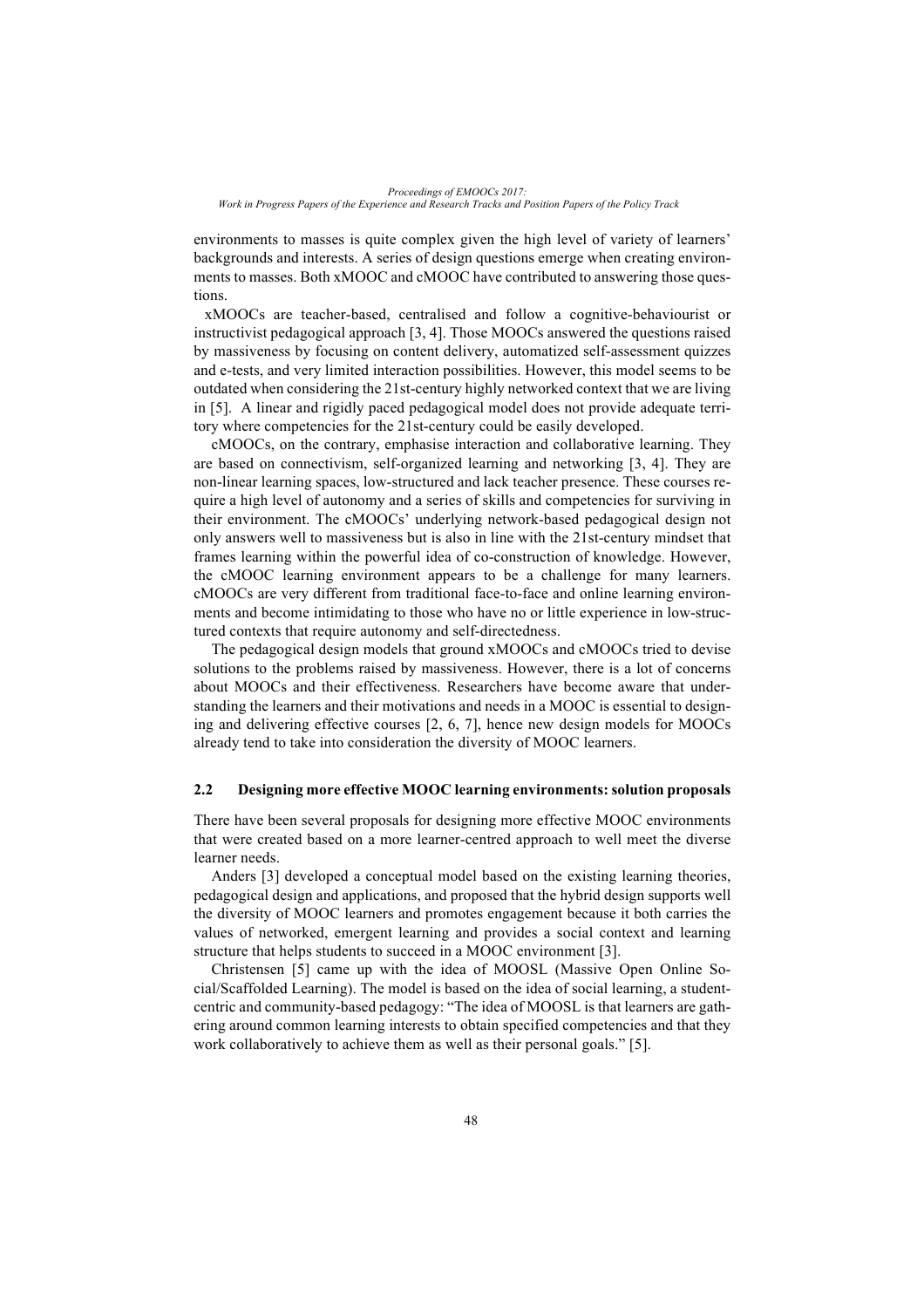environments to masses is quite complex given the high level of variety of learners' backgrounds and interests. A series of design questions emerge when creating environments to masses. Both xMOOC and cMOOC have contributed to answering those questions.

xMOOCs are teacher-based, centralised and follow a cognitive-behaviourist or instructivist pedagogical approach [3, 4]. Those MOOCs answered the questions raised by massiveness by focusing on content delivery, automatized self-assessment quizzes and e-tests, and very limited interaction possibilities. However, this model seems to be outdated when considering the 21st-century highly networked context that we are living in [5]. A linear and rigidly paced pedagogical model does not provide adequate territory where competencies for the 21st-century could be easily developed.

cMOOCs, on the contrary, emphasise interaction and collaborative learning. They are based on connectivism, self-organized learning and networking [3, 4]. They are non-linear learning spaces, low-structured and lack teacher presence. These courses require a high level of autonomy and a series of skills and competencies for surviving in their environment. The cMOOCs' underlying network-based pedagogical design not only answers well to massiveness but is also in line with the 21st-century mindset that frames learning within the powerful idea of co-construction of knowledge. However, the cMOOC learning environment appears to be a challenge for many learners. cMOOCs are very different from traditional face-to-face and online learning environments and become intimidating to those who have no or little experience in low-structured contexts that require autonomy and self-directedness.

The pedagogical design models that ground xMOOCs and cMOOCs tried to devise solutions to the problems raised by massiveness. However, there is a lot of concerns about MOOCs and their effectiveness. Researchers have become aware that understanding the learners and their motivations and needs in a MOOC is essential to designing and delivering effective courses [2, 6, 7], hence new design models for MOOCs already tend to take into consideration the diversity of MOOC learners.

### 2.2 Designing more effective MOOC learning environments: solution proposals

There have been several proposals for designing more effective MOOC environments that were created based on a more learner-centred approach to well meet the diverse learner needs.

Anders [3] developed a conceptual model based on the existing learning theories, pedagogical design and applications, and proposed that the hybrid design supports well the diversity of MOOC learners and promotes engagement because it both carries the values of networked, emergent learning and provides a social context and learning structure that helps students to succeed in a MOOC environment [3].

Christensen [5] came up with the idea of MOOSL (Massive Open Online Social/Scaffolded Learning). The model is based on the idea of social learning, a student-centric and community-based pedagogy: "The idea of MOOSL is that learners are gathering around common learning interests to obtain specified competencies and that they work collaboratively to achieve them as well as their personal goals." [5].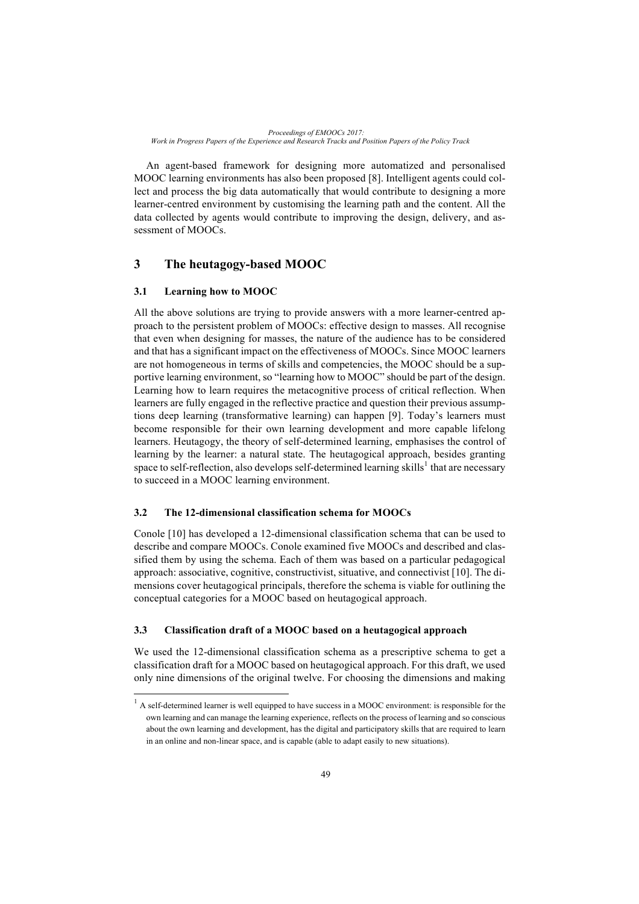An agent-based framework for designing more automatized and personalised MOOC learning environments has also been proposed [8]. Intelligent agents could collect and process the big data automatically that would contribute to designing a more learner-centred environment by customising the learning path and the content. All the data collected by agents would contribute to improving the design, delivery, and assessment of MOOCs.

## 3 The heutagogy-based MOOC

### 3.1 Learning how to MOOC

All the above solutions are trying to provide answers with a more learner-centred approach to the persistent problem of MOOCs: effective design to masses. All recognise that even when designing for masses, the nature of the audience has to be considered and that has a significant impact on the effectiveness of MOOCs. Since MOOC learners are not homogeneous in terms of skills and competencies, the MOOC should be a supportive learning environment, so "learning how to MOOC" should be part of the design. Learning how to learn requires the metacognitive process of critical reflection. When learners are fully engaged in the reflective practice and question their previous assumptions deep learning (transformative learning) can happen [9]. Today's learners must become responsible for their own learning development and more capable lifelong learners. Heutagogy, the theory of self-determined learning, emphasises the control of learning by the learner: a natural state. The heutagogical approach, besides granting space to self-reflection, also develops self-determined learning skills[1] that are necessary to succeed in a MOOC learning environment.

### 3.2 The 12-dimensional classification schema for MOOCs

Conole [10] has developed a 12-dimensional classification schema that can be used to describe and compare MOOCs. Conole examined five MOOCs and described and classified them by using the schema. Each of them was based on a particular pedagogical approach: associative, cognitive, constructivist, situative, and connectivist [10]. The dimensions cover heutagogical principals, therefore the schema is viable for outlining the conceptual categories for a MOOC based on heutagogical approach.

### 3.3 Classification draft of a MOOC based on a heutagogical approach

We used the 12-dimensional classification schema as a prescriptive schema to get a classification draft for a MOOC based on heutagogical approach. For this draft, we used only nine dimensions of the original twelve. For choosing the dimensions and making

---

[1] A self-determined learner is well equipped to have success in a MOOC environment: is responsible for the own learning and can manage the learning experience, reflects on the process of learning and so conscious about the own learning and development, has the digital and participatory skills that are required to learn in an online and non-linear space, and is capable (able to adapt easily to new situations).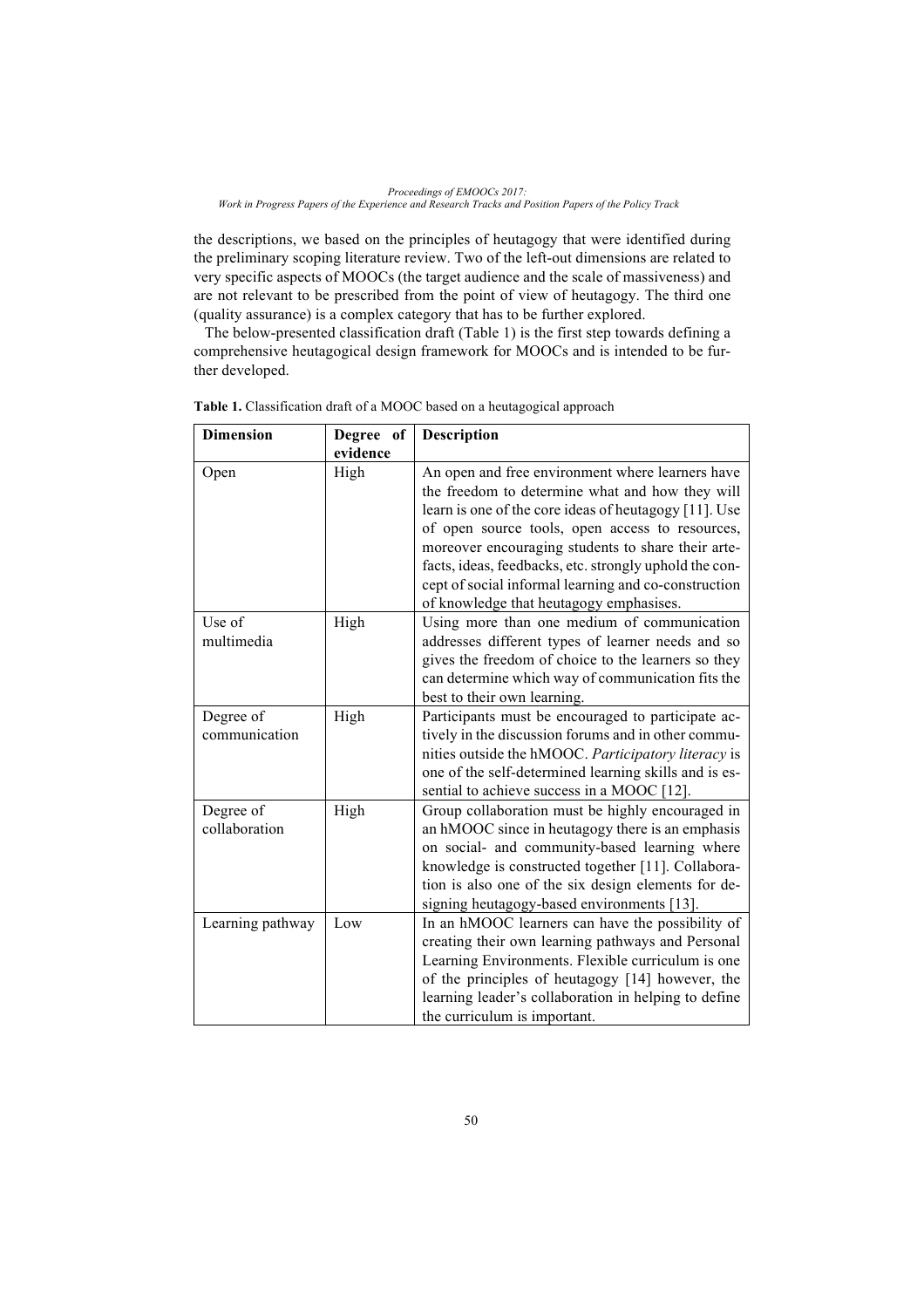the descriptions, we based on the principles of heutagogy that were identified during the preliminary scoping literature review. Two of the left-out dimensions are related to very specific aspects of MOOCs (the target audience and the scale of massiveness) and are not relevant to be prescribed from the point of view of heutagogy. The third one (quality assurance) is a complex category that has to be further explored.

The below-presented classification draft (Table 1) is the first step towards defining a comprehensive heutagogical design framework for MOOCs and is intended to be further developed.

**Table 1.** Classification draft of a MOOC based on a heutagogical approach

| **Dimension** | **Degree of evidence** | **Description** |
|---|---|---|
| Open | High | An open and free environment where learners have the freedom to determine what and how they will learn is one of the core ideas of heutagogy [11]. Use of open source tools, open access to resources, moreover encouraging students to share their artefacts, ideas, feedbacks, etc. strongly uphold the concept of social informal learning and co-construction of knowledge that heutagogy emphasises. |
| Use of multimedia | High | Using more than one medium of communication addresses different types of learner needs and so gives the freedom of choice to the learners so they can determine which way of communication fits the best to their own learning. |
| Degree of communication | High | Participants must be encouraged to participate actively in the discussion forums and in other communities outside the hMOOC. *Participatory literacy* is one of the self-determined learning skills and is essential to achieve success in a MOOC [12]. |
| Degree of collaboration | High | Group collaboration must be highly encouraged in an hMOOC since in heutagogy there is an emphasis on social- and community-based learning where knowledge is constructed together [11]. Collaboration is also one of the six design elements for designing heutagogy-based environments [13]. |
| Learning pathway | Low | In an hMOOC learners can have the possibility of creating their own learning pathways and Personal Learning Environments. Flexible curriculum is one of the principles of heutagogy [14] however, the learning leader's collaboration in helping to define the curriculum is important. |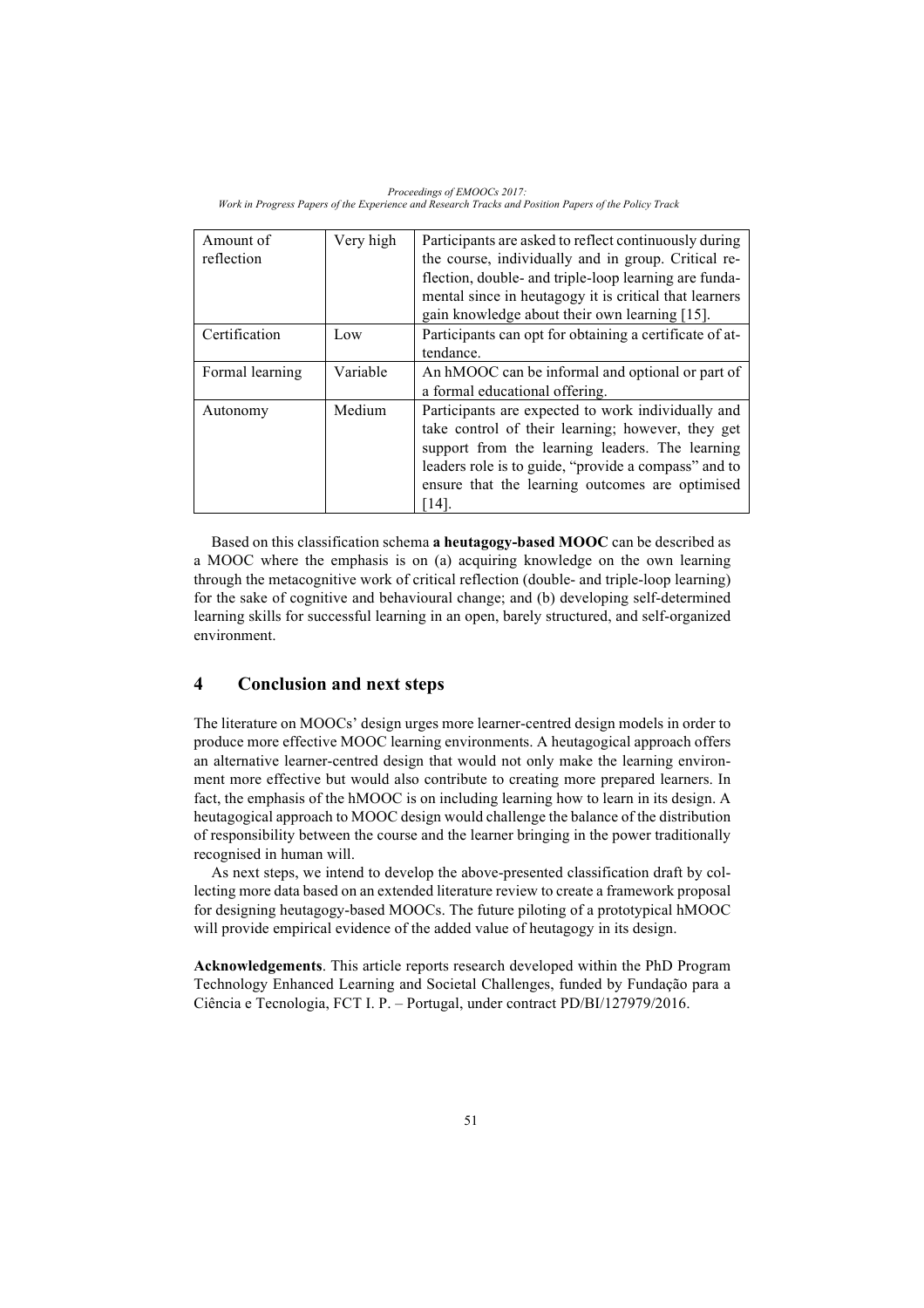| Amount of reflection | Very high | Participants are asked to reflect continuously during the course, individually and in group. Critical reflection, double- and triple-loop learning are fundamental since in heutagogy it is critical that learners gain knowledge about their own learning [15]. |
|---|---|---|
| Certification | Low | Participants can opt for obtaining a certificate of attendance. |
| Formal learning | Variable | An hMOOC can be informal and optional or part of a formal educational offering. |
| Autonomy | Medium | Participants are expected to work individually and take control of their learning; however, they get support from the learning leaders. The learning leaders role is to guide, "provide a compass" and to ensure that the learning outcomes are optimised [14]. |

Based on this classification schema **a heutagogy-based MOOC** can be described as a MOOC where the emphasis is on (a) acquiring knowledge on the own learning through the metacognitive work of critical reflection (double- and triple-loop learning) for the sake of cognitive and behavioural change; and (b) developing self-determined learning skills for successful learning in an open, barely structured, and self-organized environment.

## 4 Conclusion and next steps

The literature on MOOCs' design urges more learner-centred design models in order to produce more effective MOOC learning environments. A heutagogical approach offers an alternative learner-centred design that would not only make the learning environment more effective but would also contribute to creating more prepared learners. In fact, the emphasis of the hMOOC is on including learning how to learn in its design. A heutagogical approach to MOOC design would challenge the balance of the distribution of responsibility between the course and the learner bringing in the power traditionally recognised in human will.

As next steps, we intend to develop the above-presented classification draft by collecting more data based on an extended literature review to create a framework proposal for designing heutagogy-based MOOCs. The future piloting of a prototypical hMOOC will provide empirical evidence of the added value of heutagogy in its design.

**Acknowledgements**. This article reports research developed within the PhD Program Technology Enhanced Learning and Societal Challenges, funded by Fundação para a Ciência e Tecnologia, FCT I. P. – Portugal, under contract PD/BI/127979/2016.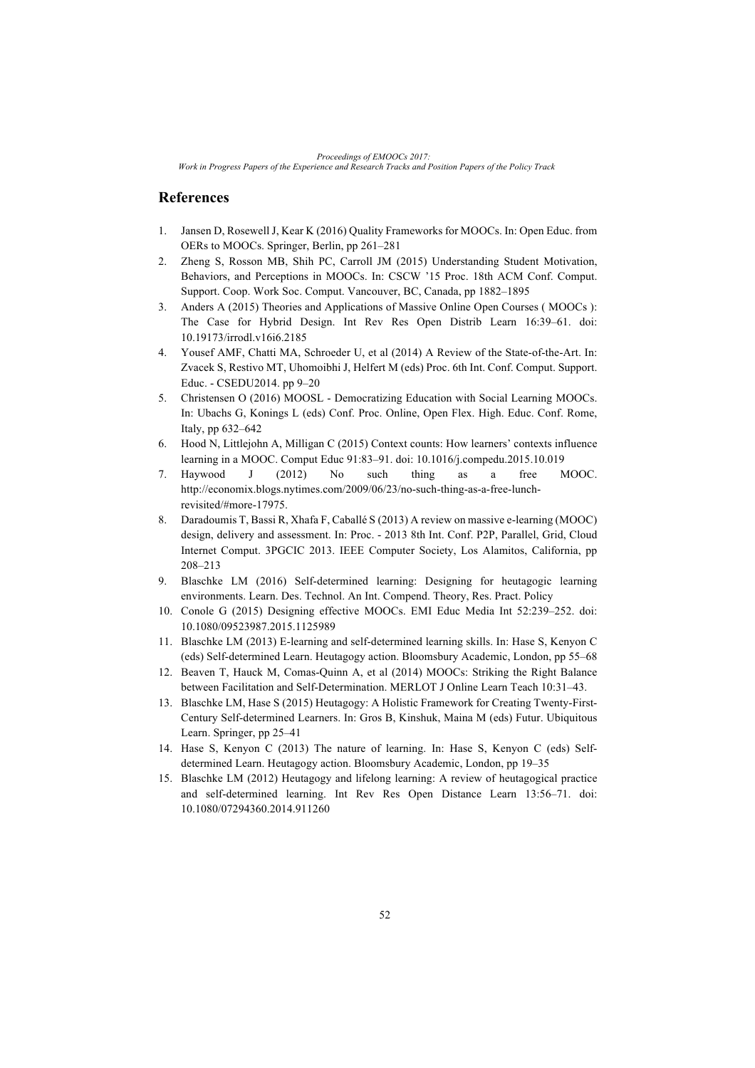## References

1. Jansen D, Rosewell J, Kear K (2016) Quality Frameworks for MOOCs. In: Open Educ. from OERs to MOOCs. Springer, Berlin, pp 261–281
2. Zheng S, Rosson MB, Shih PC, Carroll JM (2015) Understanding Student Motivation, Behaviors, and Perceptions in MOOCs. In: CSCW '15 Proc. 18th ACM Conf. Comput. Support. Coop. Work Soc. Comput. Vancouver, BC, Canada, pp 1882–1895
3. Anders A (2015) Theories and Applications of Massive Online Open Courses ( MOOCs ): The Case for Hybrid Design. Int Rev Res Open Distrib Learn 16:39–61. doi: 10.19173/irrodl.v16i6.2185
4. Yousef AMF, Chatti MA, Schroeder U, et al (2014) A Review of the State-of-the-Art. In: Zvacek S, Restivo MT, Uhomoibhi J, Helfert M (eds) Proc. 6th Int. Conf. Comput. Support. Educ. - CSEDU2014. pp 9–20
5. Christensen O (2016) MOOSL - Democratizing Education with Social Learning MOOCs. In: Ubachs G, Konings L (eds) Conf. Proc. Online, Open Flex. High. Educ. Conf. Rome, Italy, pp 632–642
6. Hood N, Littlejohn A, Milligan C (2015) Context counts: How learners' contexts influence learning in a MOOC. Comput Educ 91:83–91. doi: 10.1016/j.compedu.2015.10.019
7. Haywood J (2012) No such thing as a free MOOC. http://economix.blogs.nytimes.com/2009/06/23/no-such-thing-as-a-free-lunch-revisited/#more-17975.
8. Daradoumis T, Bassi R, Xhafa F, Caballé S (2013) A review on massive e-learning (MOOC) design, delivery and assessment. In: Proc. - 2013 8th Int. Conf. P2P, Parallel, Grid, Cloud Internet Comput. 3PGCIC 2013. IEEE Computer Society, Los Alamitos, California, pp 208–213
9. Blaschke LM (2016) Self-determined learning: Designing for heutagogic learning environments. Learn. Des. Technol. An Int. Compend. Theory, Res. Pract. Policy
10. Conole G (2015) Designing effective MOOCs. EMI Educ Media Int 52:239–252. doi: 10.1080/09523987.2015.1125989
11. Blaschke LM (2013) E-learning and self-determined learning skills. In: Hase S, Kenyon C (eds) Self-determined Learn. Heutagogy action. Bloomsbury Academic, London, pp 55–68
12. Beaven T, Hauck M, Comas-Quinn A, et al (2014) MOOCs: Striking the Right Balance between Facilitation and Self-Determination. MERLOT J Online Learn Teach 10:31–43.
13. Blaschke LM, Hase S (2015) Heutagogy: A Holistic Framework for Creating Twenty-First-Century Self-determined Learners. In: Gros B, Kinshuk, Maina M (eds) Futur. Ubiquitous Learn. Springer, pp 25–41
14. Hase S, Kenyon C (2013) The nature of learning. In: Hase S, Kenyon C (eds) Self-determined Learn. Heutagogy action. Bloomsbury Academic, London, pp 19–35
15. Blaschke LM (2012) Heutagogy and lifelong learning: A review of heutagogical practice and self-determined learning. Int Rev Res Open Distance Learn 13:56–71. doi: 10.1080/07294360.2014.911260